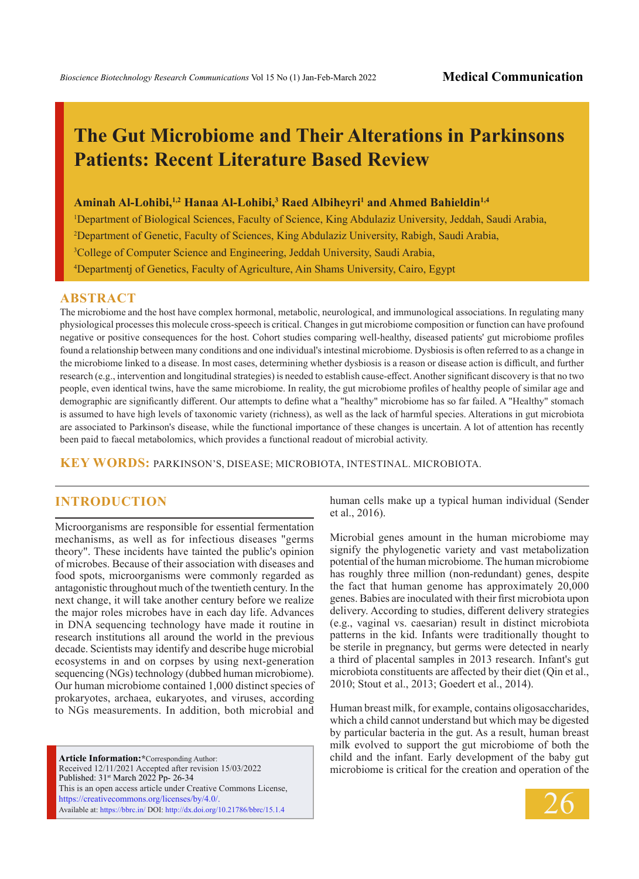Medical Communication

# The Gut Microbiome and Their Alterations in Parkinsons Patients: Recent Literature Based Review

**Aminah Al-Lohibi,[1,2] Hanaa Al-Lohibi,[3] Raed Albiheyri[1] and Ahmed Bahieldin[1,4]**

[1]Department of Biological Sciences, Faculty of Science, King Abdulaziz University, Jeddah, Saudi Arabia,

[2]Department of Genetic, Faculty of Sciences, King Abdulaziz University, Rabigh, Saudi Arabia,

[3]College of Computer Science and Engineering, Jeddah University, Saudi Arabia,

[4]Departmentj of Genetics, Faculty of Agriculture, Ain Shams University, Cairo, Egypt

## ABSTRACT

The microbiome and the host have complex hormonal, metabolic, neurological, and immunological associations. In regulating many physiological processes this molecule cross-speech is critical. Changes in gut microbiome composition or function can have profound negative or positive consequences for the host. Cohort studies comparing well-healthy, diseased patients' gut microbiome profiles found a relationship between many conditions and one individual's intestinal microbiome. Dysbiosis is often referred to as a change in the microbiome linked to a disease. In most cases, determining whether dysbiosis is a reason or disease action is difficult, and further research (e.g., intervention and longitudinal strategies) is needed to establish cause-effect. Another significant discovery is that no two people, even identical twins, have the same microbiome. In reality, the gut microbiome profiles of healthy people of similar age and demographic are significantly different. Our attempts to define what a "healthy" microbiome has so far failed. A "Healthy" stomach is assumed to have high levels of taxonomic variety (richness), as well as the lack of harmful species. Alterations in gut microbiota are associated to Parkinson's disease, while the functional importance of these changes is uncertain. A lot of attention has recently been paid to faecal metabolomics, which provides a functional readout of microbial activity.

**KEY WORDS:** PARKINSON'S, DISEASE; MICROBIOTA, INTESTINAL. MICROBIOTA.

## INTRODUCTION

Microorganisms are responsible for essential fermentation mechanisms, as well as for infectious diseases "germs theory". These incidents have tainted the public's opinion of microbes. Because of their association with diseases and food spots, microorganisms were commonly regarded as antagonistic throughout much of the twentieth century. In the next change, it will take another century before we realize the major roles microbes have in each day life. Advances in DNA sequencing technology have made it routine in research institutions all around the world in the previous decade. Scientists may identify and describe huge microbial ecosystems in and on corpses by using next-generation sequencing (NGs) technology (dubbed human microbiome). Our human microbiome contained 1,000 distinct species of prokaryotes, archaea, eukaryotes, and viruses, according to NGs measurements. In addition, both microbial and human cells make up a typical human individual (Sender et al., 2016).

Microbial genes amount in the human microbiome may signify the phylogenetic variety and vast metabolization potential of the human microbiome. The human microbiome has roughly three million (non-redundant) genes, despite the fact that human genome has approximately 20,000 genes. Babies are inoculated with their first microbiota upon delivery. According to studies, different delivery strategies (e.g., vaginal vs. caesarian) result in distinct microbiota patterns in the kid. Infants were traditionally thought to be sterile in pregnancy, but germs were detected in nearly a third of placental samples in 2013 research. Infant's gut microbiota constituents are affected by their diet (Qin et al., 2010; Stout et al., 2013; Goedert et al., 2014).

Human breast milk, for example, contains oligosaccharides, which a child cannot understand but which may be digested by particular bacteria in the gut. As a result, human breast milk evolved to support the gut microbiome of both the child and the infant. Early development of the baby gut microbiome is critical for the creation and operation of the

**Article Information:***Corresponding Author:
Received 12/11/2021 Accepted after revision 15/03/2022
Published: 31st March 2022 Pp- 26-34
This is an open access article under Creative Commons License, https://creativecommons.org/licenses/by/4.0/.
Available at: https://bbrc.in/ DOI: http://dx.doi.org/10.21786/bbrc/15.1.4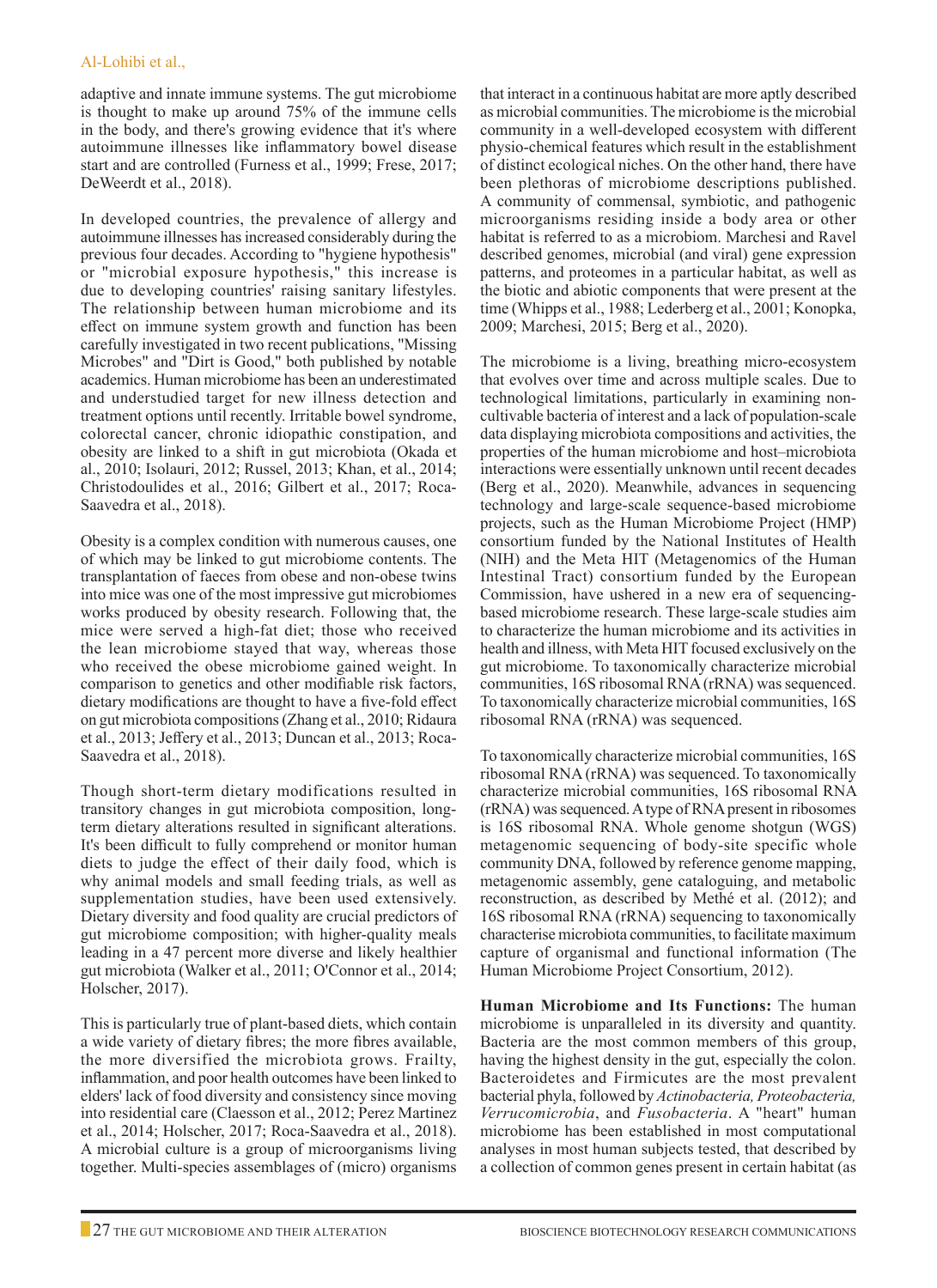adaptive and innate immune systems. The gut microbiome is thought to make up around 75% of the immune cells in the body, and there's growing evidence that it's where autoimmune illnesses like inflammatory bowel disease start and are controlled (Furness et al., 1999; Frese, 2017; DeWeerdt et al., 2018).

In developed countries, the prevalence of allergy and autoimmune illnesses has increased considerably during the previous four decades. According to "hygiene hypothesis" or "microbial exposure hypothesis," this increase is due to developing countries' raising sanitary lifestyles. The relationship between human microbiome and its effect on immune system growth and function has been carefully investigated in two recent publications, "Missing Microbes" and "Dirt is Good," both published by notable academics. Human microbiome has been an underestimated and understudied target for new illness detection and treatment options until recently. Irritable bowel syndrome, colorectal cancer, chronic idiopathic constipation, and obesity are linked to a shift in gut microbiota (Okada et al., 2010; Isolauri, 2012; Russel, 2013; Khan, et al., 2014; Christodoulides et al., 2016; Gilbert et al., 2017; Roca-Saavedra et al., 2018).

Obesity is a complex condition with numerous causes, one of which may be linked to gut microbiome contents. The transplantation of faeces from obese and non-obese twins into mice was one of the most impressive gut microbiomes works produced by obesity research. Following that, the mice were served a high-fat diet; those who received the lean microbiome stayed that way, whereas those who received the obese microbiome gained weight. In comparison to genetics and other modifiable risk factors, dietary modifications are thought to have a five-fold effect on gut microbiota compositions (Zhang et al., 2010; Ridaura et al., 2013; Jeffery et al., 2013; Duncan et al., 2013; Roca-Saavedra et al., 2018).

Though short-term dietary modifications resulted in transitory changes in gut microbiota composition, long-term dietary alterations resulted in significant alterations. It's been difficult to fully comprehend or monitor human diets to judge the effect of their daily food, which is why animal models and small feeding trials, as well as supplementation studies, have been used extensively. Dietary diversity and food quality are crucial predictors of gut microbiome composition; with higher-quality meals leading in a 47 percent more diverse and likely healthier gut microbiota (Walker et al., 2011; O'Connor et al., 2014; Holscher, 2017).

This is particularly true of plant-based diets, which contain a wide variety of dietary fibres; the more fibres available, the more diversified the microbiota grows. Frailty, inflammation, and poor health outcomes have been linked to elders' lack of food diversity and consistency since moving into residential care (Claesson et al., 2012; Perez Martinez et al., 2014; Holscher, 2017; Roca-Saavedra et al., 2018). A microbial culture is a group of microorganisms living together. Multi-species assemblages of (micro) organisms that interact in a continuous habitat are more aptly described as microbial communities. The microbiome is the microbial community in a well-developed ecosystem with different physio-chemical features which result in the establishment of distinct ecological niches. On the other hand, there have been plethoras of microbiome descriptions published. A community of commensal, symbiotic, and pathogenic microorganisms residing inside a body area or other habitat is referred to as a microbiom. Marchesi and Ravel described genomes, microbial (and viral) gene expression patterns, and proteomes in a particular habitat, as well as the biotic and abiotic components that were present at the time (Whipps et al., 1988; Lederberg et al., 2001; Konopka, 2009; Marchesi, 2015; Berg et al., 2020).

The microbiome is a living, breathing micro-ecosystem that evolves over time and across multiple scales. Due to technological limitations, particularly in examining non-cultivable bacteria of interest and a lack of population-scale data displaying microbiota compositions and activities, the properties of the human microbiome and host–microbiota interactions were essentially unknown until recent decades (Berg et al., 2020). Meanwhile, advances in sequencing technology and large-scale sequence-based microbiome projects, such as the Human Microbiome Project (HMP) consortium funded by the National Institutes of Health (NIH) and the Meta HIT (Metagenomics of the Human Intestinal Tract) consortium funded by the European Commission, have ushered in a new era of sequencing-based microbiome research. These large-scale studies aim to characterize the human microbiome and its activities in health and illness, with Meta HIT focused exclusively on the gut microbiome. To taxonomically characterize microbial communities, 16S ribosomal RNA (rRNA) was sequenced. To taxonomically characterize microbial communities, 16S ribosomal RNA (rRNA) was sequenced.

To taxonomically characterize microbial communities, 16S ribosomal RNA (rRNA) was sequenced. To taxonomically characterize microbial communities, 16S ribosomal RNA (rRNA) was sequenced. A type of RNA present in ribosomes is 16S ribosomal RNA. Whole genome shotgun (WGS) metagenomic sequencing of body-site specific whole community DNA, followed by reference genome mapping, metagenomic assembly, gene cataloguing, and metabolic reconstruction, as described by Methé et al. (2012); and 16S ribosomal RNA (rRNA) sequencing to taxonomically characterise microbiota communities, to facilitate maximum capture of organismal and functional information (The Human Microbiome Project Consortium, 2012).

**Human Microbiome and Its Functions:** The human microbiome is unparalleled in its diversity and quantity. Bacteria are the most common members of this group, having the highest density in the gut, especially the colon. Bacteroidetes and Firmicutes are the most prevalent bacterial phyla, followed by *Actinobacteria, Proteobacteria, Verrucomicrobia*, and *Fusobacteria*. A "heart" human microbiome has been established in most computational analyses in most human subjects tested, that described by a collection of common genes present in certain habitat (as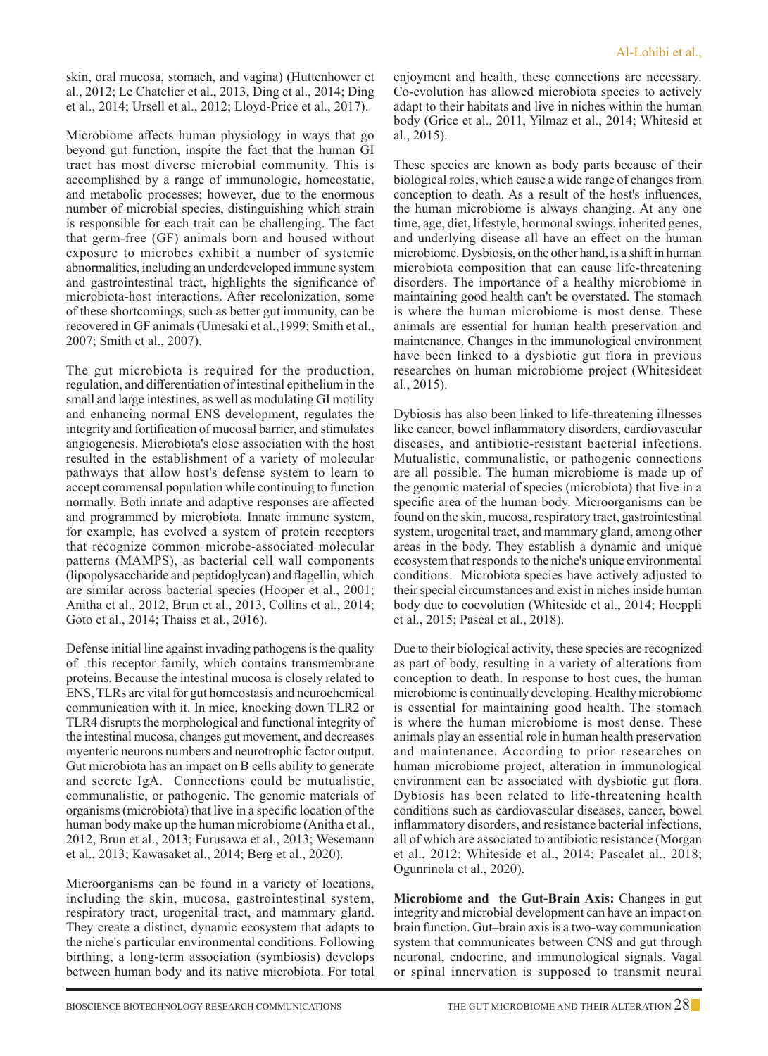skin, oral mucosa, stomach, and vagina) (Huttenhower et al., 2012; Le Chatelier et al., 2013, Ding et al., 2014; Ding et al., 2014; Ursell et al., 2012; Lloyd-Price et al., 2017).

Microbiome affects human physiology in ways that go beyond gut function, inspite the fact that the human GI tract has most diverse microbial community. This is accomplished by a range of immunologic, homeostatic, and metabolic processes; however, due to the enormous number of microbial species, distinguishing which strain is responsible for each trait can be challenging. The fact that germ-free (GF) animals born and housed without exposure to microbes exhibit a number of systemic abnormalities, including an underdeveloped immune system and gastrointestinal tract, highlights the significance of microbiota-host interactions. After recolonization, some of these shortcomings, such as better gut immunity, can be recovered in GF animals (Umesaki et al.,1999; Smith et al., 2007; Smith et al., 2007).

The gut microbiota is required for the production, regulation, and differentiation of intestinal epithelium in the small and large intestines, as well as modulating GI motility and enhancing normal ENS development, regulates the integrity and fortification of mucosal barrier, and stimulates angiogenesis. Microbiota's close association with the host resulted in the establishment of a variety of molecular pathways that allow host's defense system to learn to accept commensal population while continuing to function normally. Both innate and adaptive responses are affected and programmed by microbiota. Innate immune system, for example, has evolved a system of protein receptors that recognize common microbe-associated molecular patterns (MAMPS), as bacterial cell wall components (lipopolysaccharide and peptidoglycan) and flagellin, which are similar across bacterial species (Hooper et al., 2001; Anitha et al., 2012, Brun et al., 2013, Collins et al., 2014; Goto et al., 2014; Thaiss et al., 2016).

Defense initial line against invading pathogens is the quality of this receptor family, which contains transmembrane proteins. Because the intestinal mucosa is closely related to ENS, TLRs are vital for gut homeostasis and neurochemical communication with it. In mice, knocking down TLR2 or TLR4 disrupts the morphological and functional integrity of the intestinal mucosa, changes gut movement, and decreases myenteric neurons numbers and neurotrophic factor output. Gut microbiota has an impact on B cells ability to generate and secrete IgA. Connections could be mutualistic, communalistic, or pathogenic. The genomic materials of organisms (microbiota) that live in a specific location of the human body make up the human microbiome (Anitha et al., 2012, Brun et al., 2013; Furusawa et al., 2013; Wesemann et al., 2013; Kawasaket al., 2014; Berg et al., 2020).

Microorganisms can be found in a variety of locations, including the skin, mucosa, gastrointestinal system, respiratory tract, urogenital tract, and mammary gland. They create a distinct, dynamic ecosystem that adapts to the niche's particular environmental conditions. Following birthing, a long-term association (symbiosis) develops between human body and its native microbiota. For total enjoyment and health, these connections are necessary. Co-evolution has allowed microbiota species to actively adapt to their habitats and live in niches within the human body (Grice et al., 2011, Yilmaz et al., 2014; Whitesid et al., 2015).

These species are known as body parts because of their biological roles, which cause a wide range of changes from conception to death. As a result of the host's influences, the human microbiome is always changing. At any one time, age, diet, lifestyle, hormonal swings, inherited genes, and underlying disease all have an effect on the human microbiome. Dysbiosis, on the other hand, is a shift in human microbiota composition that can cause life-threatening disorders. The importance of a healthy microbiome in maintaining good health can't be overstated. The stomach is where the human microbiome is most dense. These animals are essential for human health preservation and maintenance. Changes in the immunological environment have been linked to a dysbiotic gut flora in previous researches on human microbiome project (Whitesideet al., 2015).

Dybiosis has also been linked to life-threatening illnesses like cancer, bowel inflammatory disorders, cardiovascular diseases, and antibiotic-resistant bacterial infections. Mutualistic, communalistic, or pathogenic connections are all possible. The human microbiome is made up of the genomic material of species (microbiota) that live in a specific area of the human body. Microorganisms can be found on the skin, mucosa, respiratory tract, gastrointestinal system, urogenital tract, and mammary gland, among other areas in the body. They establish a dynamic and unique ecosystem that responds to the niche's unique environmental conditions. Microbiota species have actively adjusted to their special circumstances and exist in niches inside human body due to coevolution (Whiteside et al., 2014; Hoeppli et al., 2015; Pascal et al., 2018).

Due to their biological activity, these species are recognized as part of body, resulting in a variety of alterations from conception to death. In response to host cues, the human microbiome is continually developing. Healthy microbiome is essential for maintaining good health. The stomach is where the human microbiome is most dense. These animals play an essential role in human health preservation and maintenance. According to prior researches on human microbiome project, alteration in immunological environment can be associated with dysbiotic gut flora. Dybiosis has been related to life-threatening health conditions such as cardiovascular diseases, cancer, bowel inflammatory disorders, and resistance bacterial infections, all of which are associated to antibiotic resistance (Morgan et al., 2012; Whiteside et al., 2014; Pascalet al., 2018; Ogunrinola et al., 2020).

**Microbiome and the Gut-Brain Axis:** Changes in gut integrity and microbial development can have an impact on brain function. Gut–brain axis is a two-way communication system that communicates between CNS and gut through neuronal, endocrine, and immunological signals. Vagal or spinal innervation is supposed to transmit neural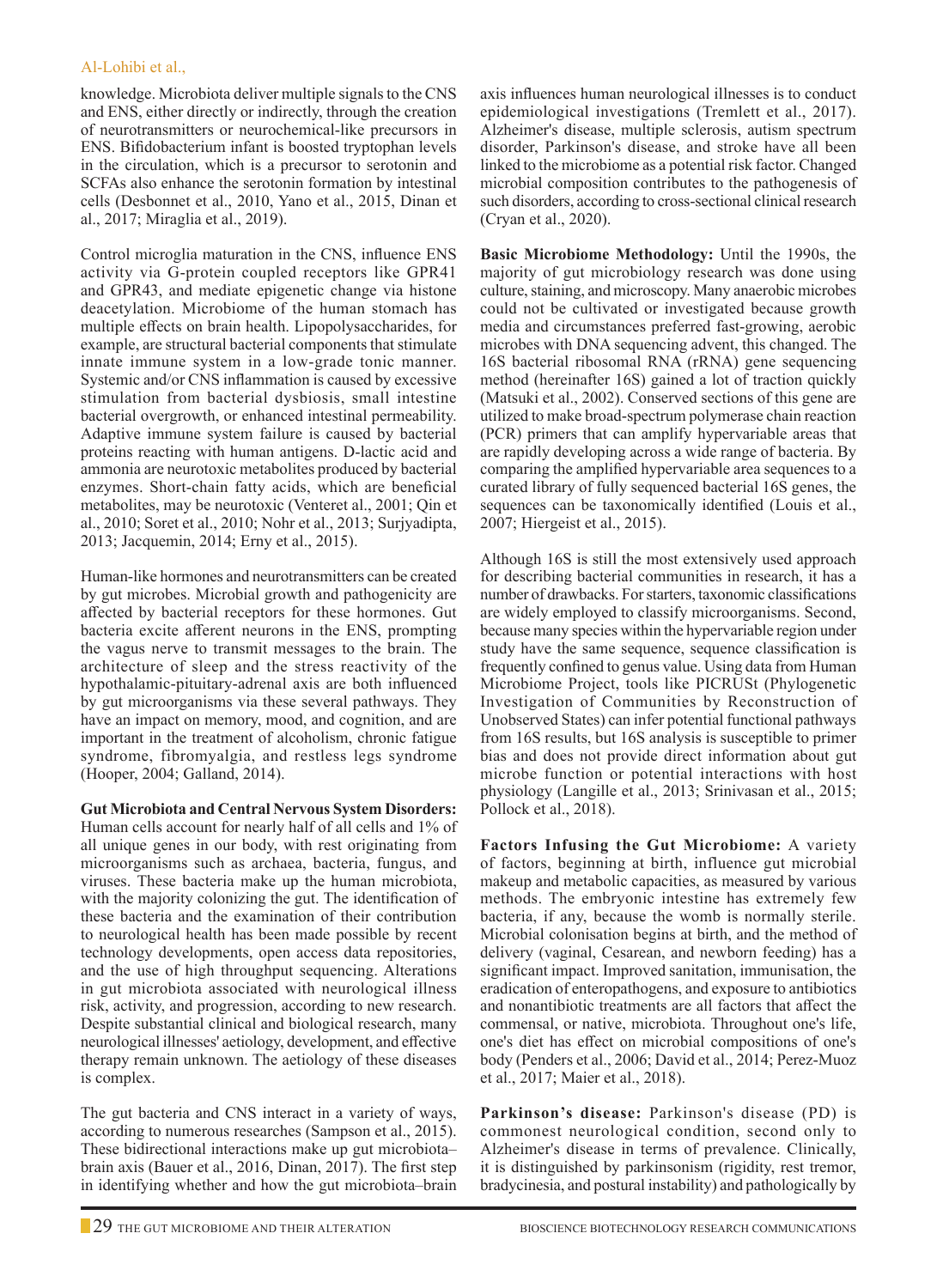knowledge. Microbiota deliver multiple signals to the CNS and ENS, either directly or indirectly, through the creation of neurotransmitters or neurochemical-like precursors in ENS. Bifidobacterium infant is boosted tryptophan levels in the circulation, which is a precursor to serotonin and SCFAs also enhance the serotonin formation by intestinal cells (Desbonnet et al., 2010, Yano et al., 2015, Dinan et al., 2017; Miraglia et al., 2019).

Control microglia maturation in the CNS, influence ENS activity via G-protein coupled receptors like GPR41 and GPR43, and mediate epigenetic change via histone deacetylation. Microbiome of the human stomach has multiple effects on brain health. Lipopolysaccharides, for example, are structural bacterial components that stimulate innate immune system in a low-grade tonic manner. Systemic and/or CNS inflammation is caused by excessive stimulation from bacterial dysbiosis, small intestine bacterial overgrowth, or enhanced intestinal permeability. Adaptive immune system failure is caused by bacterial proteins reacting with human antigens. D-lactic acid and ammonia are neurotoxic metabolites produced by bacterial enzymes. Short-chain fatty acids, which are beneficial metabolites, may be neurotoxic (Venteret al., 2001; Qin et al., 2010; Soret et al., 2010; Nohr et al., 2013; Surjyadipta, 2013; Jacquemin, 2014; Erny et al., 2015).

Human-like hormones and neurotransmitters can be created by gut microbes. Microbial growth and pathogenicity are affected by bacterial receptors for these hormones. Gut bacteria excite afferent neurons in the ENS, prompting the vagus nerve to transmit messages to the brain. The architecture of sleep and the stress reactivity of the hypothalamic-pituitary-adrenal axis are both influenced by gut microorganisms via these several pathways. They have an impact on memory, mood, and cognition, and are important in the treatment of alcoholism, chronic fatigue syndrome, fibromyalgia, and restless legs syndrome (Hooper, 2004; Galland, 2014).

**Gut Microbiota and Central Nervous System Disorders:** Human cells account for nearly half of all cells and 1% of all unique genes in our body, with rest originating from microorganisms such as archaea, bacteria, fungus, and viruses. These bacteria make up the human microbiota, with the majority colonizing the gut. The identification of these bacteria and the examination of their contribution to neurological health has been made possible by recent technology developments, open access data repositories, and the use of high throughput sequencing. Alterations in gut microbiota associated with neurological illness risk, activity, and progression, according to new research. Despite substantial clinical and biological research, many neurological illnesses' aetiology, development, and effective therapy remain unknown. The aetiology of these diseases is complex.

The gut bacteria and CNS interact in a variety of ways, according to numerous researches (Sampson et al., 2015). These bidirectional interactions make up gut microbiota–brain axis (Bauer et al., 2016, Dinan, 2017). The first step in identifying whether and how the gut microbiota–brain axis influences human neurological illnesses is to conduct epidemiological investigations (Tremlett et al., 2017). Alzheimer's disease, multiple sclerosis, autism spectrum disorder, Parkinson's disease, and stroke have all been linked to the microbiome as a potential risk factor. Changed microbial composition contributes to the pathogenesis of such disorders, according to cross-sectional clinical research (Cryan et al., 2020).

**Basic Microbiome Methodology:** Until the 1990s, the majority of gut microbiology research was done using culture, staining, and microscopy. Many anaerobic microbes could not be cultivated or investigated because growth media and circumstances preferred fast-growing, aerobic microbes with DNA sequencing advent, this changed. The 16S bacterial ribosomal RNA (rRNA) gene sequencing method (hereinafter 16S) gained a lot of traction quickly (Matsuki et al., 2002). Conserved sections of this gene are utilized to make broad-spectrum polymerase chain reaction (PCR) primers that can amplify hypervariable areas that are rapidly developing across a wide range of bacteria. By comparing the amplified hypervariable area sequences to a curated library of fully sequenced bacterial 16S genes, the sequences can be taxonomically identified (Louis et al., 2007; Hiergeist et al., 2015).

Although 16S is still the most extensively used approach for describing bacterial communities in research, it has a number of drawbacks. For starters, taxonomic classifications are widely employed to classify microorganisms. Second, because many species within the hypervariable region under study have the same sequence, sequence classification is frequently confined to genus value. Using data from Human Microbiome Project, tools like PICRUSt (Phylogenetic Investigation of Communities by Reconstruction of Unobserved States) can infer potential functional pathways from 16S results, but 16S analysis is susceptible to primer bias and does not provide direct information about gut microbe function or potential interactions with host physiology (Langille et al., 2013; Srinivasan et al., 2015; Pollock et al., 2018).

**Factors Infusing the Gut Microbiome:** A variety of factors, beginning at birth, influence gut microbial makeup and metabolic capacities, as measured by various methods. The embryonic intestine has extremely few bacteria, if any, because the womb is normally sterile. Microbial colonisation begins at birth, and the method of delivery (vaginal, Cesarean, and newborn feeding) has a significant impact. Improved sanitation, immunisation, the eradication of enteropathogens, and exposure to antibiotics and nonantibiotic treatments are all factors that affect the commensal, or native, microbiota. Throughout one's life, one's diet has effect on microbial compositions of one's body (Penders et al., 2006; David et al., 2014; Perez-Muoz et al., 2017; Maier et al., 2018).

**Parkinson's disease:** Parkinson's disease (PD) is commonest neurological condition, second only to Alzheimer's disease in terms of prevalence. Clinically, it is distinguished by parkinsonism (rigidity, rest tremor, bradycinesia, and postural instability) and pathologically by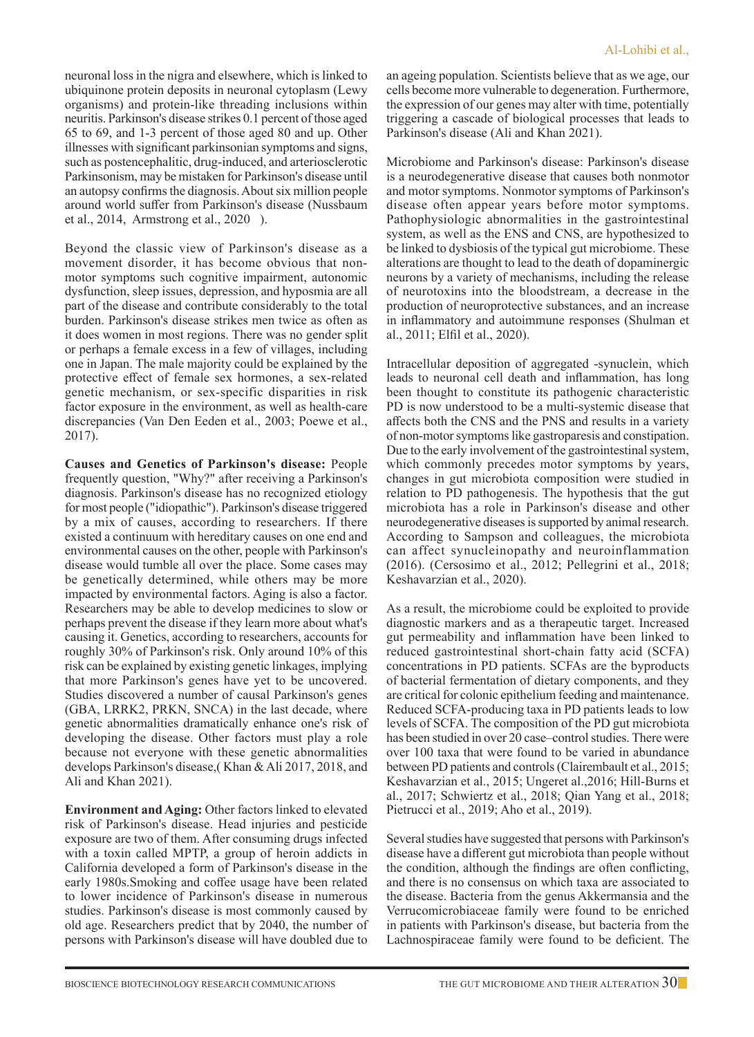neuronal loss in the nigra and elsewhere, which is linked to ubiquinone protein deposits in neuronal cytoplasm (Lewy organisms) and protein-like threading inclusions within neuritis. Parkinson's disease strikes 0.1 percent of those aged 65 to 69, and 1-3 percent of those aged 80 and up. Other illnesses with significant parkinsonian symptoms and signs, such as postencephalitic, drug-induced, and arteriosclerotic Parkinsonism, may be mistaken for Parkinson's disease until an autopsy confirms the diagnosis. About six million people around world suffer from Parkinson's disease (Nussbaum et al., 2014, Armstrong et al., 2020 ).

Beyond the classic view of Parkinson's disease as a movement disorder, it has become obvious that non-motor symptoms such cognitive impairment, autonomic dysfunction, sleep issues, depression, and hyposmia are all part of the disease and contribute considerably to the total burden. Parkinson's disease strikes men twice as often as it does women in most regions. There was no gender split or perhaps a female excess in a few of villages, including one in Japan. The male majority could be explained by the protective effect of female sex hormones, a sex-related genetic mechanism, or sex-specific disparities in risk factor exposure in the environment, as well as health-care discrepancies (Van Den Eeden et al., 2003; Poewe et al., 2017).

**Causes and Genetics of Parkinson's disease:** People frequently question, "Why?" after receiving a Parkinson's diagnosis. Parkinson's disease has no recognized etiology for most people ("idiopathic"). Parkinson's disease triggered by a mix of causes, according to researchers. If there existed a continuum with hereditary causes on one end and environmental causes on the other, people with Parkinson's disease would tumble all over the place. Some cases may be genetically determined, while others may be more impacted by environmental factors. Aging is also a factor. Researchers may be able to develop medicines to slow or perhaps prevent the disease if they learn more about what's causing it. Genetics, according to researchers, accounts for roughly 30% of Parkinson's risk. Only around 10% of this risk can be explained by existing genetic linkages, implying that more Parkinson's genes have yet to be uncovered. Studies discovered a number of causal Parkinson's genes (GBA, LRRK2, PRKN, SNCA) in the last decade, where genetic abnormalities dramatically enhance one's risk of developing the disease. Other factors must play a role because not everyone with these genetic abnormalities develops Parkinson's disease,( Khan & Ali 2017, 2018, and Ali and Khan 2021).

**Environment and Aging:** Other factors linked to elevated risk of Parkinson's disease. Head injuries and pesticide exposure are two of them. After consuming drugs infected with a toxin called MPTP, a group of heroin addicts in California developed a form of Parkinson's disease in the early 1980s.Smoking and coffee usage have been related to lower incidence of Parkinson's disease in numerous studies. Parkinson's disease is most commonly caused by old age. Researchers predict that by 2040, the number of persons with Parkinson's disease will have doubled due to an ageing population. Scientists believe that as we age, our cells become more vulnerable to degeneration. Furthermore, the expression of our genes may alter with time, potentially triggering a cascade of biological processes that leads to Parkinson's disease (Ali and Khan 2021).

Microbiome and Parkinson's disease: Parkinson's disease is a neurodegenerative disease that causes both nonmotor and motor symptoms. Nonmotor symptoms of Parkinson's disease often appear years before motor symptoms. Pathophysiologic abnormalities in the gastrointestinal system, as well as the ENS and CNS, are hypothesized to be linked to dysbiosis of the typical gut microbiome. These alterations are thought to lead to the death of dopaminergic neurons by a variety of mechanisms, including the release of neurotoxins into the bloodstream, a decrease in the production of neuroprotective substances, and an increase in inflammatory and autoimmune responses (Shulman et al., 2011; Elfil et al., 2020).

Intracellular deposition of aggregated -synuclein, which leads to neuronal cell death and inflammation, has long been thought to constitute its pathogenic characteristic PD is now understood to be a multi-systemic disease that affects both the CNS and the PNS and results in a variety of non-motor symptoms like gastroparesis and constipation. Due to the early involvement of the gastrointestinal system, which commonly precedes motor symptoms by years, changes in gut microbiota composition were studied in relation to PD pathogenesis. The hypothesis that the gut microbiota has a role in Parkinson's disease and other neurodegenerative diseases is supported by animal research. According to Sampson and colleagues, the microbiota can affect synucleinopathy and neuroinflammation (2016). (Cersosimo et al., 2012; Pellegrini et al., 2018; Keshavarzian et al., 2020).

As a result, the microbiome could be exploited to provide diagnostic markers and as a therapeutic target. Increased gut permeability and inflammation have been linked to reduced gastrointestinal short-chain fatty acid (SCFA) concentrations in PD patients. SCFAs are the byproducts of bacterial fermentation of dietary components, and they are critical for colonic epithelium feeding and maintenance. Reduced SCFA-producing taxa in PD patients leads to low levels of SCFA. The composition of the PD gut microbiota has been studied in over 20 case–control studies. There were over 100 taxa that were found to be varied in abundance between PD patients and controls (Clairembault et al., 2015; Keshavarzian et al., 2015; Ungeret al.,2016; Hill-Burns et al., 2017; Schwiertz et al., 2018; Qian Yang et al., 2018; Pietrucci et al., 2019; Aho et al., 2019).

Several studies have suggested that persons with Parkinson's disease have a different gut microbiota than people without the condition, although the findings are often conflicting, and there is no consensus on which taxa are associated to the disease. Bacteria from the genus Akkermansia and the Verrucomicrobiaceae family were found to be enriched in patients with Parkinson's disease, but bacteria from the Lachnospiraceae family were found to be deficient. The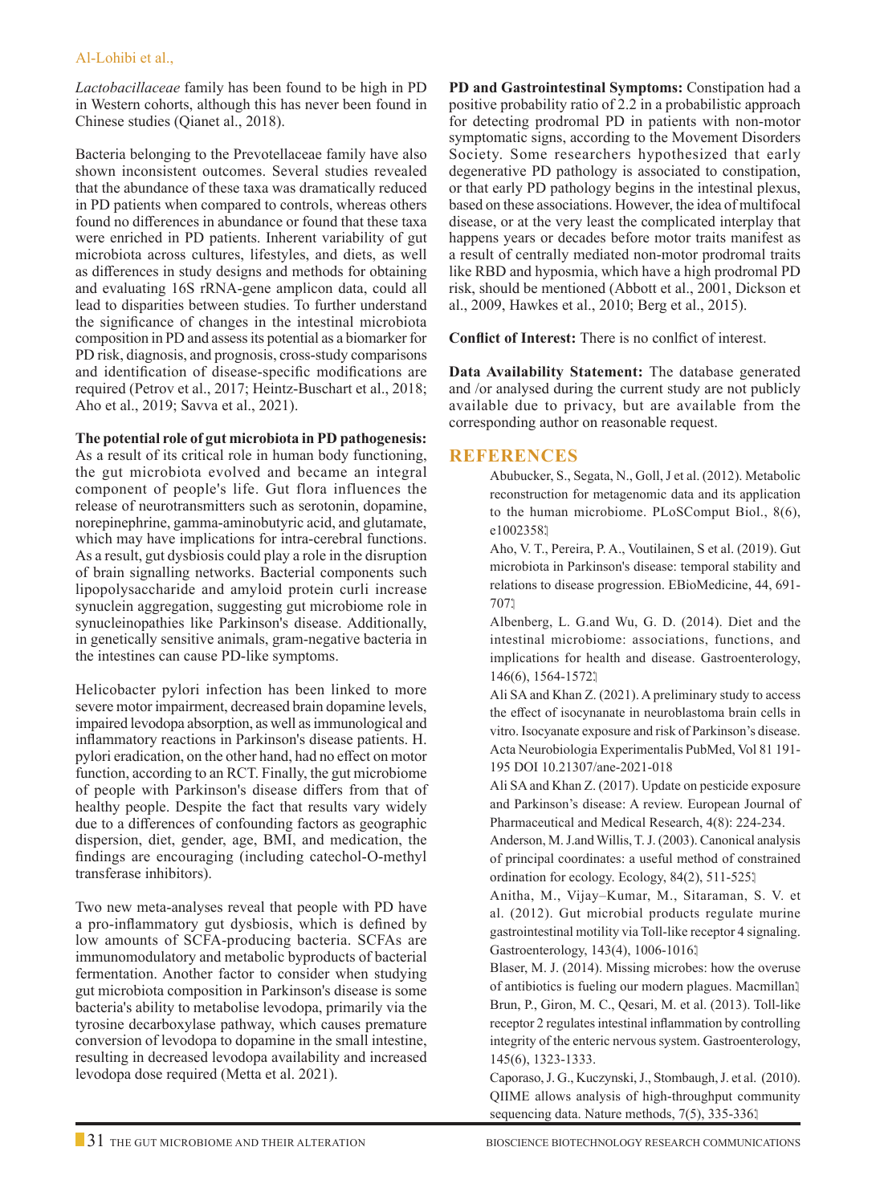*Lactobacillaceae* family has been found to be high in PD in Western cohorts, although this has never been found in Chinese studies (Qianet al., 2018).

Bacteria belonging to the Prevotellaceae family have also shown inconsistent outcomes. Several studies revealed that the abundance of these taxa was dramatically reduced in PD patients when compared to controls, whereas others found no differences in abundance or found that these taxa were enriched in PD patients. Inherent variability of gut microbiota across cultures, lifestyles, and diets, as well as differences in study designs and methods for obtaining and evaluating 16S rRNA-gene amplicon data, could all lead to disparities between studies. To further understand the significance of changes in the intestinal microbiota composition in PD and assess its potential as a biomarker for PD risk, diagnosis, and prognosis, cross-study comparisons and identification of disease-specific modifications are required (Petrov et al., 2017; Heintz-Buschart et al., 2018; Aho et al., 2019; Savva et al., 2021).

**The potential role of gut microbiota in PD pathogenesis:** As a result of its critical role in human body functioning, the gut microbiota evolved and became an integral component of people's life. Gut flora influences the release of neurotransmitters such as serotonin, dopamine, norepinephrine, gamma-aminobutyric acid, and glutamate, which may have implications for intra-cerebral functions. As a result, gut dysbiosis could play a role in the disruption of brain signalling networks. Bacterial components such lipopolysaccharide and amyloid protein curli increase synuclein aggregation, suggesting gut microbiome role in synucleinopathies like Parkinson's disease. Additionally, in genetically sensitive animals, gram-negative bacteria in the intestines can cause PD-like symptoms.

Helicobacter pylori infection has been linked to more severe motor impairment, decreased brain dopamine levels, impaired levodopa absorption, as well as immunological and inflammatory reactions in Parkinson's disease patients. H. pylori eradication, on the other hand, had no effect on motor function, according to an RCT. Finally, the gut microbiome of people with Parkinson's disease differs from that of healthy people. Despite the fact that results vary widely due to a differences of confounding factors as geographic dispersion, diet, gender, age, BMI, and medication, the findings are encouraging (including catechol-O-methyl transferase inhibitors).

Two new meta-analyses reveal that people with PD have a pro-inflammatory gut dysbiosis, which is defined by low amounts of SCFA-producing bacteria. SCFAs are immunomodulatory and metabolic byproducts of bacterial fermentation. Another factor to consider when studying gut microbiota composition in Parkinson's disease is some bacteria's ability to metabolise levodopa, primarily via the tyrosine decarboxylase pathway, which causes premature conversion of levodopa to dopamine in the small intestine, resulting in decreased levodopa availability and increased levodopa dose required (Metta et al. 2021).

**PD and Gastrointestinal Symptoms:** Constipation had a positive probability ratio of 2.2 in a probabilistic approach for detecting prodromal PD in patients with non-motor symptomatic signs, according to the Movement Disorders Society. Some researchers hypothesized that early degenerative PD pathology is associated to constipation, or that early PD pathology begins in the intestinal plexus, based on these associations. However, the idea of multifocal disease, or at the very least the complicated interplay that happens years or decades before motor traits manifest as a result of centrally mediated non-motor prodromal traits like RBD and hyposmia, which have a high prodromal PD risk, should be mentioned (Abbott et al., 2001, Dickson et al., 2009, Hawkes et al., 2010; Berg et al., 2015).

**Conflict of Interest:** There is no conlfict of interest.

**Data Availability Statement:** The database generated and /or analysed during the current study are not publicly available due to privacy, but are available from the corresponding author on reasonable request.

## REFERENCES

Abubucker, S., Segata, N., Goll, J et al. (2012). Metabolic reconstruction for metagenomic data and its application to the human microbiome. PLoSComput Biol., 8(6), e1002358.

Aho, V. T., Pereira, P. A., Voutilainen, S et al. (2019). Gut microbiota in Parkinson's disease: temporal stability and relations to disease progression. EBioMedicine, 44, 691-707.

Albenberg, L. G.and Wu, G. D. (2014). Diet and the intestinal microbiome: associations, functions, and implications for health and disease. Gastroenterology, 146(6), 1564-1572.

Ali SA and Khan Z. (2021). A preliminary study to access the effect of isocynanate in neuroblastoma brain cells in vitro. Isocyanate exposure and risk of Parkinson's disease. Acta Neurobiologia Experimentalis PubMed, Vol 81 191-195 DOI 10.21307/ane-2021-018

Ali SA and Khan Z. (2017). Update on pesticide exposure and Parkinson's disease: A review. European Journal of Pharmaceutical and Medical Research, 4(8): 224-234.

Anderson, M. J.and Willis, T. J. (2003). Canonical analysis of principal coordinates: a useful method of constrained ordination for ecology. Ecology, 84(2), 511-525.

Anitha, M., Vijay–Kumar, M., Sitaraman, S. V. et al. (2012). Gut microbial products regulate murine gastrointestinal motility via Toll-like receptor 4 signaling. Gastroenterology, 143(4), 1006-1016.

Blaser, M. J. (2014). Missing microbes: how the overuse of antibiotics is fueling our modern plagues. Macmillan.

Brun, P., Giron, M. C., Qesari, M. et al. (2013). Toll-like receptor 2 regulates intestinal inflammation by controlling integrity of the enteric nervous system. Gastroenterology, 145(6), 1323-1333.

Caporaso, J. G., Kuczynski, J., Stombaugh, J. et al. (2010). QIIME allows analysis of high-throughput community sequencing data. Nature methods, 7(5), 335-336.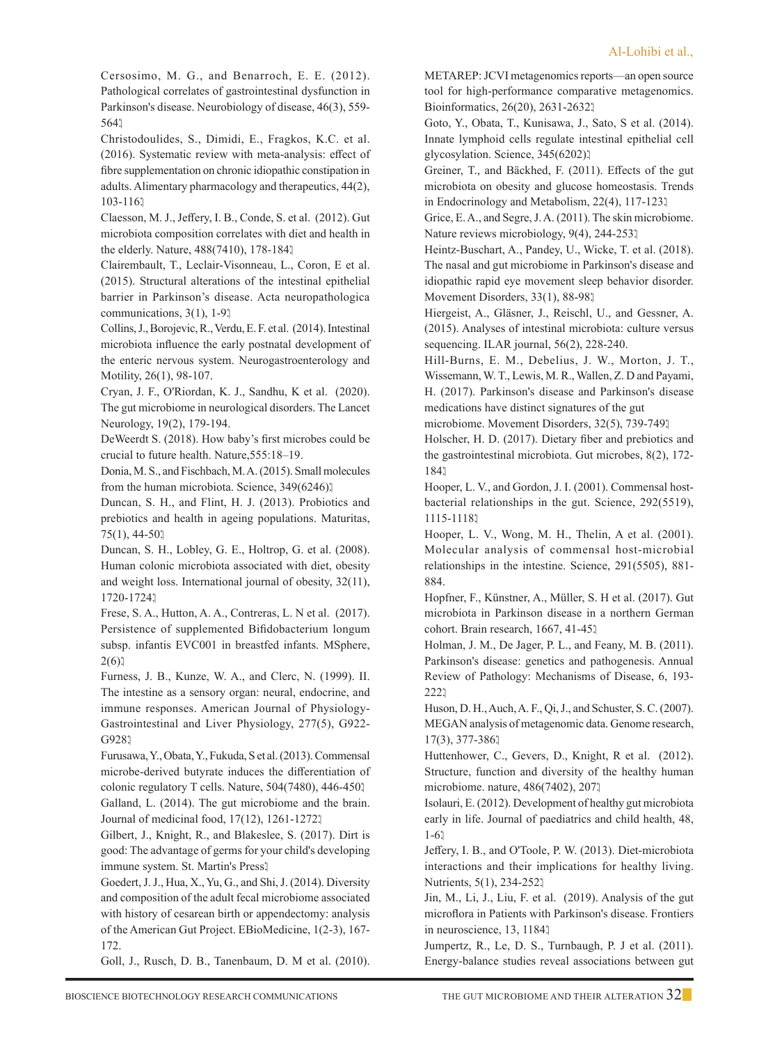Cersosimo, M. G., and Benarroch, E. E. (2012). Pathological correlates of gastrointestinal dysfunction in Parkinson's disease. Neurobiology of disease, 46(3), 559-564.

Christodoulides, S., Dimidi, E., Fragkos, K.C. et al. (2016). Systematic review with meta-analysis: effect of fibre supplementation on chronic idiopathic constipation in adults. Alimentary pharmacology and therapeutics, 44(2), 103-116.

Claesson, M. J., Jeffery, I. B., Conde, S. et al. (2012). Gut microbiota composition correlates with diet and health in the elderly. Nature, 488(7410), 178-184.

Clairembault, T., Leclair-Visonneau, L., Coron, E et al. (2015). Structural alterations of the intestinal epithelial barrier in Parkinson's disease. Acta neuropathologica communications, 3(1), 1-9.

Collins, J., Borojevic, R., Verdu, E. F. et al. (2014). Intestinal microbiota influence the early postnatal development of the enteric nervous system. Neurogastroenterology and Motility, 26(1), 98-107.

Cryan, J. F., O'Riordan, K. J., Sandhu, K et al. (2020). The gut microbiome in neurological disorders. The Lancet Neurology, 19(2), 179-194.

DeWeerdt S. (2018). How baby's first microbes could be crucial to future health. Nature,555:18–19.

Donia, M. S., and Fischbach, M. A. (2015). Small molecules from the human microbiota. Science, 349(6246).

Duncan, S. H., and Flint, H. J. (2013). Probiotics and prebiotics and health in ageing populations. Maturitas, 75(1), 44-50.

Duncan, S. H., Lobley, G. E., Holtrop, G. et al. (2008). Human colonic microbiota associated with diet, obesity and weight loss. International journal of obesity, 32(11), 1720-1724.

Frese, S. A., Hutton, A. A., Contreras, L. N et al. (2017). Persistence of supplemented Bifidobacterium longum subsp. infantis EVC001 in breastfed infants. MSphere, 2(6).

Furness, J. B., Kunze, W. A., and Clerc, N. (1999). II. The intestine as a sensory organ: neural, endocrine, and immune responses. American Journal of Physiology-Gastrointestinal and Liver Physiology, 277(5), G922-G928.

Furusawa, Y., Obata, Y., Fukuda, S et al. (2013). Commensal microbe-derived butyrate induces the differentiation of colonic regulatory T cells. Nature, 504(7480), 446-450.

Galland, L. (2014). The gut microbiome and the brain. Journal of medicinal food, 17(12), 1261-1272.

Gilbert, J., Knight, R., and Blakeslee, S. (2017). Dirt is good: The advantage of germs for your child's developing immune system. St. Martin's Press.

Goedert, J. J., Hua, X., Yu, G., and Shi, J. (2014). Diversity and composition of the adult fecal microbiome associated with history of cesarean birth or appendectomy: analysis of the American Gut Project. EBioMedicine, 1(2-3), 167-172.

Goll, J., Rusch, D. B., Tanenbaum, D. M et al. (2010). METAREP: JCVI metagenomics reports—an open source tool for high-performance comparative metagenomics. Bioinformatics, 26(20), 2631-2632.

Goto, Y., Obata, T., Kunisawa, J., Sato, S et al. (2014). Innate lymphoid cells regulate intestinal epithelial cell glycosylation. Science, 345(6202).

Greiner, T., and Bäckhed, F. (2011). Effects of the gut microbiota on obesity and glucose homeostasis. Trends in Endocrinology and Metabolism, 22(4), 117-123.

Grice, E. A., and Segre, J. A. (2011). The skin microbiome. Nature reviews microbiology, 9(4), 244-253.

Heintz-Buschart, A., Pandey, U., Wicke, T. et al. (2018). The nasal and gut microbiome in Parkinson's disease and idiopathic rapid eye movement sleep behavior disorder. Movement Disorders, 33(1), 88-98.

Hiergeist, A., Gläsner, J., Reischl, U., and Gessner, A. (2015). Analyses of intestinal microbiota: culture versus sequencing. ILAR journal, 56(2), 228-240.

Hill-Burns, E. M., Debelius, J. W., Morton, J. T., Wissemann, W. T., Lewis, M. R., Wallen, Z. D and Payami, H. (2017). Parkinson's disease and Parkinson's disease medications have distinct signatures of the gut microbiome. Movement Disorders, 32(5), 739-749.

Holscher, H. D. (2017). Dietary fiber and prebiotics and the gastrointestinal microbiota. Gut microbes, 8(2), 172-184.

Hooper, L. V., and Gordon, J. I. (2001). Commensal host-bacterial relationships in the gut. Science, 292(5519), 1115-1118.

Hooper, L. V., Wong, M. H., Thelin, A et al. (2001). Molecular analysis of commensal host-microbial relationships in the intestine. Science, 291(5505), 881-884.

Hopfner, F., Künstner, A., Müller, S. H et al. (2017). Gut microbiota in Parkinson disease in a northern German cohort. Brain research, 1667, 41-45.

Holman, J. M., De Jager, P. L., and Feany, M. B. (2011). Parkinson's disease: genetics and pathogenesis. Annual Review of Pathology: Mechanisms of Disease, 6, 193-222.

Huson, D. H., Auch, A. F., Qi, J., and Schuster, S. C. (2007). MEGAN analysis of metagenomic data. Genome research, 17(3), 377-386.

Huttenhower, C., Gevers, D., Knight, R et al. (2012). Structure, function and diversity of the healthy human microbiome. nature, 486(7402), 207.

Isolauri, E. (2012). Development of healthy gut microbiota early in life. Journal of paediatrics and child health, 48, 1-6.

Jeffery, I. B., and O'Toole, P. W. (2013). Diet-microbiota interactions and their implications for healthy living. Nutrients, 5(1), 234-252.

Jin, M., Li, J., Liu, F. et al. (2019). Analysis of the gut microflora in Patients with Parkinson's disease. Frontiers in neuroscience, 13, 1184.

Jumpertz, R., Le, D. S., Turnbaugh, P. J et al. (2011). Energy-balance studies reveal associations between gut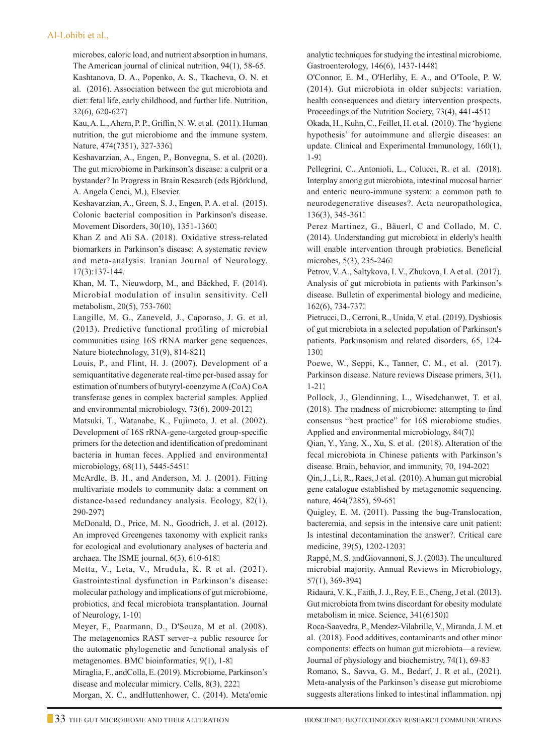microbes, caloric load, and nutrient absorption in humans. The American journal of clinical nutrition, 94(1), 58-65.

Kashtanova, D. A., Popenko, A. S., Tkacheva, O. N. et al. (2016). Association between the gut microbiota and diet: fetal life, early childhood, and further life. Nutrition, 32(6), 620-627.

Kau, A. L., Ahern, P. P., Griffin, N. W. et al. (2011). Human nutrition, the gut microbiome and the immune system. Nature, 474(7351), 327-336.

Keshavarzian, A., Engen, P., Bonvegna, S. et al. (2020). The gut microbiome in Parkinson's disease: a culprit or a bystander? In Progress in Brain Research (eds Björklund, A. Angela Cenci, M.), Elsevier.

Keshavarzian, A., Green, S. J., Engen, P. A. et al. (2015). Colonic bacterial composition in Parkinson's disease. Movement Disorders, 30(10), 1351-1360.

Khan Z and Ali SA. (2018). Oxidative stress-related biomarkers in Parkinson's disease: A systematic review and meta-analysis. Iranian Journal of Neurology. 17(3):137-144.

Khan, M. T., Nieuwdorp, M., and Bäckhed, F. (2014). Microbial modulation of insulin sensitivity. Cell metabolism, 20(5), 753-760.

Langille, M. G., Zaneveld, J., Caporaso, J. G. et al. (2013). Predictive functional profiling of microbial communities using 16S rRNA marker gene sequences. Nature biotechnology, 31(9), 814-821.

Louis, P., and Flint, H. J. (2007). Development of a semiquantitative degenerate real-time pcr-based assay for estimation of numbers of butyryl-coenzyme A (CoA) CoA transferase genes in complex bacterial samples. Applied and environmental microbiology, 73(6), 2009-2012.

Matsuki, T., Watanabe, K., Fujimoto, J. et al. (2002). Development of 16S rRNA-gene-targeted group-specific primers for the detection and identification of predominant bacteria in human feces. Applied and environmental microbiology, 68(11), 5445-5451.

McArdle, B. H., and Anderson, M. J. (2001). Fitting multivariate models to community data: a comment on distance-based redundancy analysis. Ecology, 82(1), 290-297.

McDonald, D., Price, M. N., Goodrich, J. et al. (2012). An improved Greengenes taxonomy with explicit ranks for ecological and evolutionary analyses of bacteria and archaea. The ISME journal, 6(3), 610-618.

Metta, V., Leta, V., Mrudula, K. R et al. (2021). Gastrointestinal dysfunction in Parkinson's disease: molecular pathology and implications of gut microbiome, probiotics, and fecal microbiota transplantation. Journal of Neurology, 1-10.

Meyer, F., Paarmann, D., D'Souza, M et al. (2008). The metagenomics RAST server–a public resource for the automatic phylogenetic and functional analysis of metagenomes. BMC bioinformatics, 9(1), 1-8.

Miraglia, F., andColla, E. (2019). Microbiome, Parkinson's disease and molecular mimicry. Cells, 8(3), 222.

Morgan, X. C., andHuttenhower, C. (2014). Meta'omic analytic techniques for studying the intestinal microbiome. Gastroenterology, 146(6), 1437-1448.

O'Connor, E. M., O'Herlihy, E. A., and O'Toole, P. W. (2014). Gut microbiota in older subjects: variation, health consequences and dietary intervention prospects. Proceedings of the Nutrition Society, 73(4), 441-451.

Okada, H., Kuhn, C., Feillet, H. et al. (2010). The 'hygiene hypothesis' for autoimmune and allergic diseases: an update. Clinical and Experimental Immunology, 160(1), 1-9.

Pellegrini, C., Antonioli, L., Colucci, R. et al. (2018). Interplay among gut microbiota, intestinal mucosal barrier and enteric neuro-immune system: a common path to neurodegenerative diseases?. Acta neuropathologica, 136(3), 345-361.

Perez Martinez, G., Bäuerl, C and Collado, M. C. (2014). Understanding gut microbiota in elderly's health will enable intervention through probiotics. Beneficial microbes, 5(3), 235-246.

Petrov, V. A., Saltykova, I. V., Zhukova, I. A et al. (2017). Analysis of gut microbiota in patients with Parkinson's disease. Bulletin of experimental biology and medicine, 162(6), 734-737.

Pietrucci, D., Cerroni, R., Unida, V. et al. (2019). Dysbiosis of gut microbiota in a selected population of Parkinson's patients. Parkinsonism and related disorders, 65, 124-130.

Poewe, W., Seppi, K., Tanner, C. M., et al. (2017). Parkinson disease. Nature reviews Disease primers, 3(1), 1-21.

Pollock, J., Glendinning, L., Wisedchanwet, T. et al. (2018). The madness of microbiome: attempting to find consensus "best practice" for 16S microbiome studies. Applied and environmental microbiology, 84(7).

Qian, Y., Yang, X., Xu, S. et al. (2018). Alteration of the fecal microbiota in Chinese patients with Parkinson's disease. Brain, behavior, and immunity, 70, 194-202.

Qin, J., Li, R., Raes, J et al. (2010). A human gut microbial gene catalogue established by metagenomic sequencing. nature, 464(7285), 59-65.

Quigley, E. M. (2011). Passing the bug-Translocation, bacteremia, and sepsis in the intensive care unit patient: Is intestinal decontamination the answer?. Critical care medicine, 39(5), 1202-1203.

Rappé, M. S. andGiovannoni, S. J. (2003). The uncultured microbial majority. Annual Reviews in Microbiology, 57(1), 369-394.

Ridaura, V. K., Faith, J. J., Rey, F. E., Cheng, J et al. (2013). Gut microbiota from twins discordant for obesity modulate metabolism in mice. Science, 341(6150).

Roca-Saavedra, P., Mendez-Vilabrille, V., Miranda, J. M. et al. (2018). Food additives, contaminants and other minor components: effects on human gut microbiota—a review. Journal of physiology and biochemistry, 74(1), 69-83

Romano, S., Savva, G. M., Bedarf, J. R et al., (2021). Meta-analysis of the Parkinson's disease gut microbiome suggests alterations linked to intestinal inflammation. npj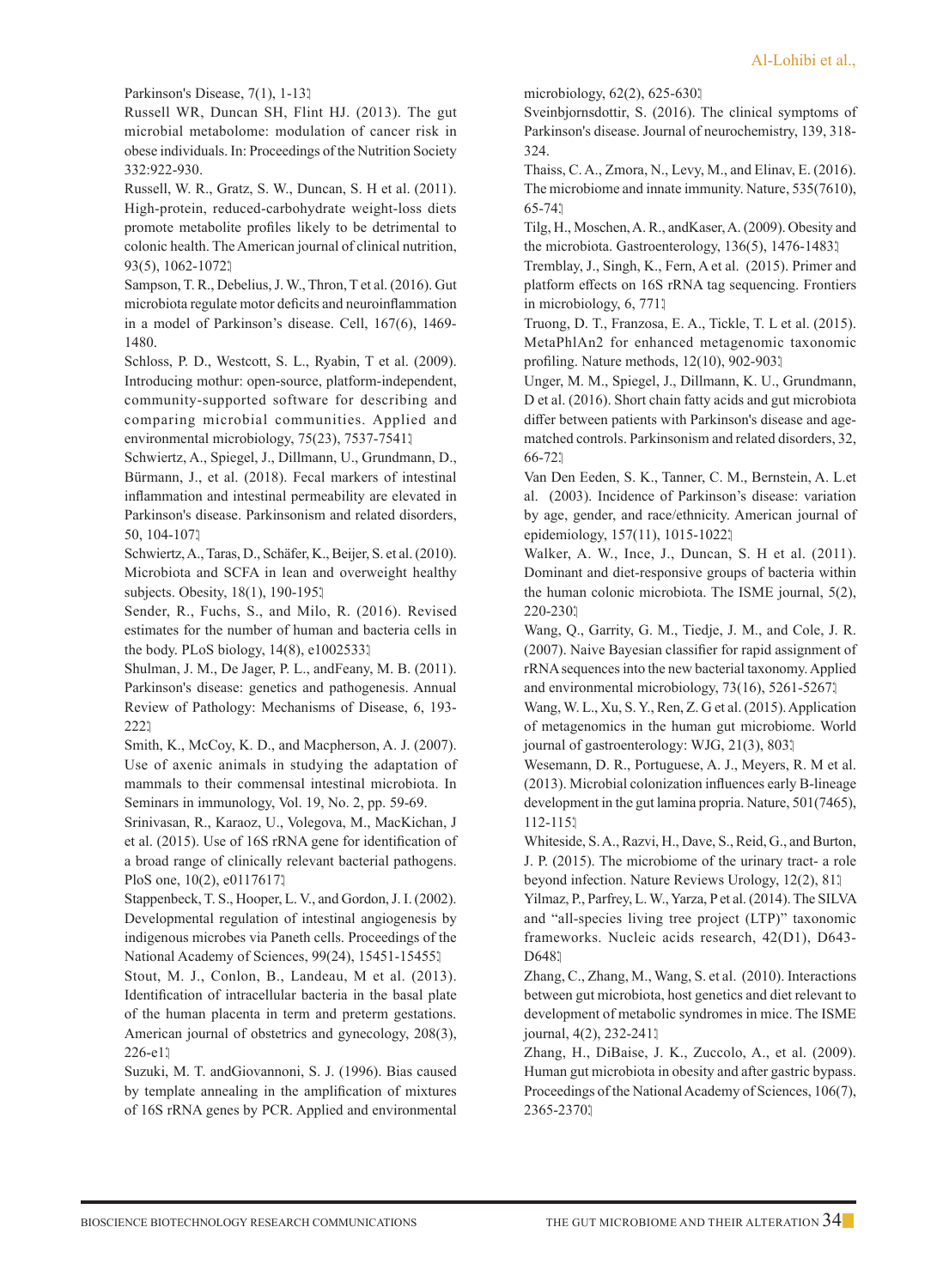Parkinson's Disease, 7(1), 1-13.

Russell WR, Duncan SH, Flint HJ. (2013). The gut microbial metabolome: modulation of cancer risk in obese individuals. In: Proceedings of the Nutrition Society 332:922-930.

Russell, W. R., Gratz, S. W., Duncan, S. H et al. (2011). High-protein, reduced-carbohydrate weight-loss diets promote metabolite profiles likely to be detrimental to colonic health. The American journal of clinical nutrition, 93(5), 1062-1072.

Sampson, T. R., Debelius, J. W., Thron, T et al. (2016). Gut microbiota regulate motor deficits and neuroinflammation in a model of Parkinson's disease. Cell, 167(6), 1469-1480.

Schloss, P. D., Westcott, S. L., Ryabin, T et al. (2009). Introducing mothur: open-source, platform-independent, community-supported software for describing and comparing microbial communities. Applied and environmental microbiology, 75(23), 7537-7541.

Schwiertz, A., Spiegel, J., Dillmann, U., Grundmann, D., Bürmann, J., et al. (2018). Fecal markers of intestinal inflammation and intestinal permeability are elevated in Parkinson's disease. Parkinsonism and related disorders, 50, 104-107.

Schwiertz, A., Taras, D., Schäfer, K., Beijer, S. et al. (2010). Microbiota and SCFA in lean and overweight healthy subjects. Obesity, 18(1), 190-195.

Sender, R., Fuchs, S., and Milo, R. (2016). Revised estimates for the number of human and bacteria cells in the body. PLoS biology, 14(8), e1002533.

Shulman, J. M., De Jager, P. L., andFeany, M. B. (2011). Parkinson's disease: genetics and pathogenesis. Annual Review of Pathology: Mechanisms of Disease, 6, 193-222.

Smith, K., McCoy, K. D., and Macpherson, A. J. (2007). Use of axenic animals in studying the adaptation of mammals to their commensal intestinal microbiota. In Seminars in immunology, Vol. 19, No. 2, pp. 59-69.

Srinivasan, R., Karaoz, U., Volegova, M., MacKichan, J et al. (2015). Use of 16S rRNA gene for identification of a broad range of clinically relevant bacterial pathogens. PloS one, 10(2), e0117617.

Stappenbeck, T. S., Hooper, L. V., and Gordon, J. I. (2002). Developmental regulation of intestinal angiogenesis by indigenous microbes via Paneth cells. Proceedings of the National Academy of Sciences, 99(24), 15451-15455.

Stout, M. J., Conlon, B., Landeau, M et al. (2013). Identification of intracellular bacteria in the basal plate of the human placenta in term and preterm gestations. American journal of obstetrics and gynecology, 208(3), 226-e1.

Suzuki, M. T. andGiovannoni, S. J. (1996). Bias caused by template annealing in the amplification of mixtures of 16S rRNA genes by PCR. Applied and environmental microbiology, 62(2), 625-630.

Sveinbjornsdottir, S. (2016). The clinical symptoms of Parkinson's disease. Journal of neurochemistry, 139, 318-324.

Thaiss, C. A., Zmora, N., Levy, M., and Elinav, E. (2016). The microbiome and innate immunity. Nature, 535(7610), 65-74.

Tilg, H., Moschen, A. R., andKaser, A. (2009). Obesity and the microbiota. Gastroenterology, 136(5), 1476-1483.

Tremblay, J., Singh, K., Fern, A et al. (2015). Primer and platform effects on 16S rRNA tag sequencing. Frontiers in microbiology, 6, 771.

Truong, D. T., Franzosa, E. A., Tickle, T. L et al. (2015). MetaPhlAn2 for enhanced metagenomic taxonomic profiling. Nature methods, 12(10), 902-903.

Unger, M. M., Spiegel, J., Dillmann, K. U., Grundmann, D et al. (2016). Short chain fatty acids and gut microbiota differ between patients with Parkinson's disease and age-matched controls. Parkinsonism and related disorders, 32, 66-72.

Van Den Eeden, S. K., Tanner, C. M., Bernstein, A. L.et al. (2003). Incidence of Parkinson's disease: variation by age, gender, and race/ethnicity. American journal of epidemiology, 157(11), 1015-1022.

Walker, A. W., Ince, J., Duncan, S. H et al. (2011). Dominant and diet-responsive groups of bacteria within the human colonic microbiota. The ISME journal, 5(2), 220-230.

Wang, Q., Garrity, G. M., Tiedje, J. M., and Cole, J. R. (2007). Naive Bayesian classifier for rapid assignment of rRNA sequences into the new bacterial taxonomy. Applied and environmental microbiology, 73(16), 5261-5267.

Wang, W. L., Xu, S. Y., Ren, Z. G et al. (2015). Application of metagenomics in the human gut microbiome. World journal of gastroenterology: WJG, 21(3), 803.

Wesemann, D. R., Portuguese, A. J., Meyers, R. M et al. (2013). Microbial colonization influences early B-lineage development in the gut lamina propria. Nature, 501(7465), 112-115.

Whiteside, S. A., Razvi, H., Dave, S., Reid, G., and Burton, J. P. (2015). The microbiome of the urinary tract- a role beyond infection. Nature Reviews Urology, 12(2), 81.

Yilmaz, P., Parfrey, L. W., Yarza, P et al. (2014). The SILVA and "all-species living tree project (LTP)" taxonomic frameworks. Nucleic acids research, 42(D1), D643-D648.

Zhang, C., Zhang, M., Wang, S. et al. (2010). Interactions between gut microbiota, host genetics and diet relevant to development of metabolic syndromes in mice. The ISME journal, 4(2), 232-241.

Zhang, H., DiBaise, J. K., Zuccolo, A., et al. (2009). Human gut microbiota in obesity and after gastric bypass. Proceedings of the National Academy of Sciences, 106(7), 2365-2370.